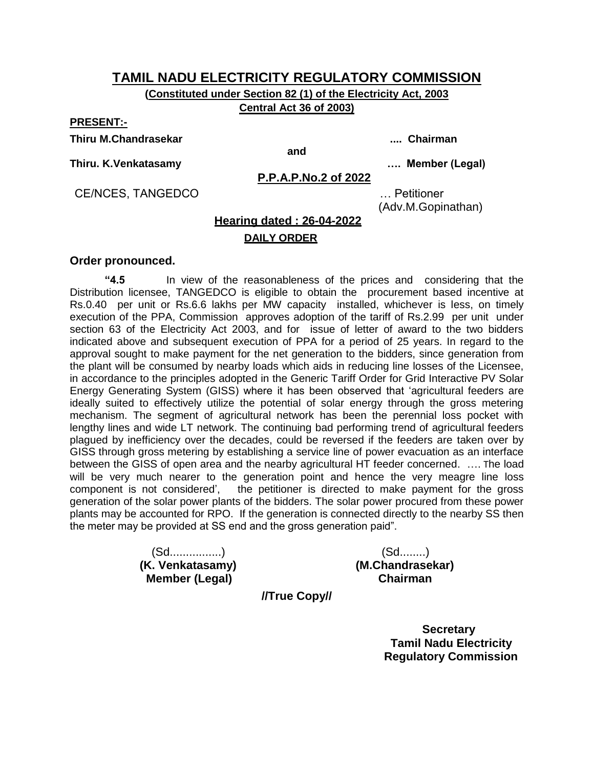# TAMIL NADU ELECTRICITY REGULATORY COMMISSION

**(Constituted under Section 82 (1) of the Electricity Act, 2003 Central Act 36 of 2003)**

**PRESENT:-**

**Thiru M.Chandrasekar** .... **Chairman**

**and**

**Thiru. K.Venkatasamy** …. **Member (Legal)**

**P.P.A.P.No.2 of 2022**

CE/NCES, TANGEDCO … Petitioner
(Adv.M.Gopinathan)

**Hearing dated : 26-04-2022**

**DAILY ORDER**

**Order pronounced.**

**"4.5** In view of the reasonableness of the prices and considering that the Distribution licensee, TANGEDCO is eligible to obtain the procurement based incentive at Rs.0.40 per unit or Rs.6.6 lakhs per MW capacity installed, whichever is less, on timely execution of the PPA, Commission approves adoption of the tariff of Rs.2.99 per unit under section 63 of the Electricity Act 2003, and for issue of letter of award to the two bidders indicated above and subsequent execution of PPA for a period of 25 years. In regard to the approval sought to make payment for the net generation to the bidders, since generation from the plant will be consumed by nearby loads which aids in reducing line losses of the Licensee, in accordance to the principles adopted in the Generic Tariff Order for Grid Interactive PV Solar Energy Generating System (GISS) where it has been observed that 'agricultural feeders are ideally suited to effectively utilize the potential of solar energy through the gross metering mechanism. The segment of agricultural network has been the perennial loss pocket with lengthy lines and wide LT network. The continuing bad performing trend of agricultural feeders plagued by inefficiency over the decades, could be reversed if the feeders are taken over by GISS through gross metering by establishing a service line of power evacuation as an interface between the GISS of open area and the nearby agricultural HT feeder concerned. …. The load will be very much nearer to the generation point and hence the very meagre line loss component is not considered', the petitioner is directed to make payment for the gross generation of the solar power plants of the bidders. The solar power procured from these power plants may be accounted for RPO. If the generation is connected directly to the nearby SS then the meter may be provided at SS end and the gross generation paid".

| (Sd................) | (Sd........) |
|---|---|
| **(K. Venkatasamy)** | **(M.Chandrasekar)** |
| **Member (Legal)** | **Chairman** |

**//True Copy//**

**Secretary**
**Tamil Nadu Electricity Regulatory Commission**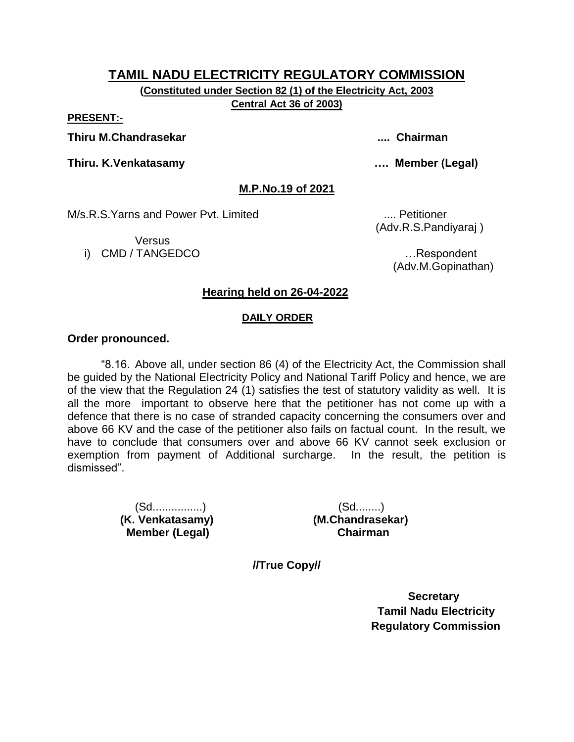# TAMIL NADU ELECTRICITY REGULATORY COMMISSION

**(Constituted under Section 82 (1) of the Electricity Act, 2003 Central Act 36 of 2003)**

**PRESENT:-**

**Thiru M.Chandrasekar .... Chairman**

**Thiru. K.Venkatasamy …. Member (Legal)**

**M.P.No.19 of 2021**

M/s.R.S.Yarns and Power Pvt. Limited .... Petitioner
(Adv.R.S.Pandiyaraj )

Versus

i) CMD / TANGEDCO …Respondent
(Adv.M.Gopinathan)

**Hearing held on 26-04-2022**

**DAILY ORDER**

**Order pronounced.**

"8.16. Above all, under section 86 (4) of the Electricity Act, the Commission shall be guided by the National Electricity Policy and National Tariff Policy and hence, we are of the view that the Regulation 24 (1) satisfies the test of statutory validity as well. It is all the more important to observe here that the petitioner has not come up with a defence that there is no case of stranded capacity concerning the consumers over and above 66 KV and the case of the petitioner also fails on factual count. In the result, we have to conclude that consumers over and above 66 KV cannot seek exclusion or exemption from payment of Additional surcharge. In the result, the petition is dismissed".

(Sd................)
**(K. Venkatasamy)**
**Member (Legal)**

(Sd........)
**(M.Chandrasekar)**
**Chairman**

**//True Copy//**

**Secretary**
**Tamil Nadu Electricity Regulatory Commission**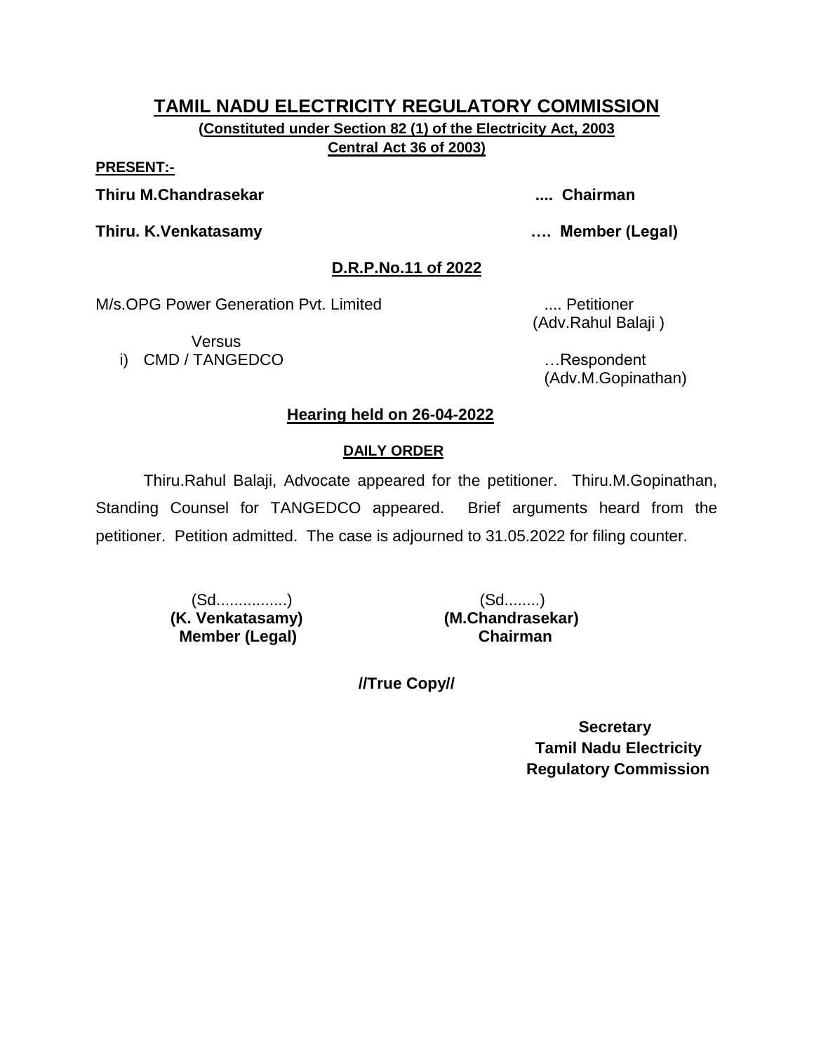# TAMIL NADU ELECTRICITY REGULATORY COMMISSION

**(Constituted under Section 82 (1) of the Electricity Act, 2003 Central Act 36 of 2003)**

**PRESENT:-**

**Thiru M.Chandrasekar .... Chairman**

**Thiru. K.Venkatasamy …. Member (Legal)**

## D.R.P.No.11 of 2022

M/s.OPG Power Generation Pvt. Limited .... Petitioner
(Adv.Rahul Balaji )

Versus

i) CMD / TANGEDCO …Respondent
(Adv.M.Gopinathan)

## Hearing held on 26-04-2022

### DAILY ORDER

Thiru.Rahul Balaji, Advocate appeared for the petitioner. Thiru.M.Gopinathan, Standing Counsel for TANGEDCO appeared. Brief arguments heard from the petitioner. Petition admitted. The case is adjourned to 31.05.2022 for filing counter.

(Sd................)
**(K. Venkatasamy)**
**Member (Legal)**

(Sd........)
**(M.Chandrasekar)**
**Chairman**

**//True Copy//**

**Secretary**
**Tamil Nadu Electricity Regulatory Commission**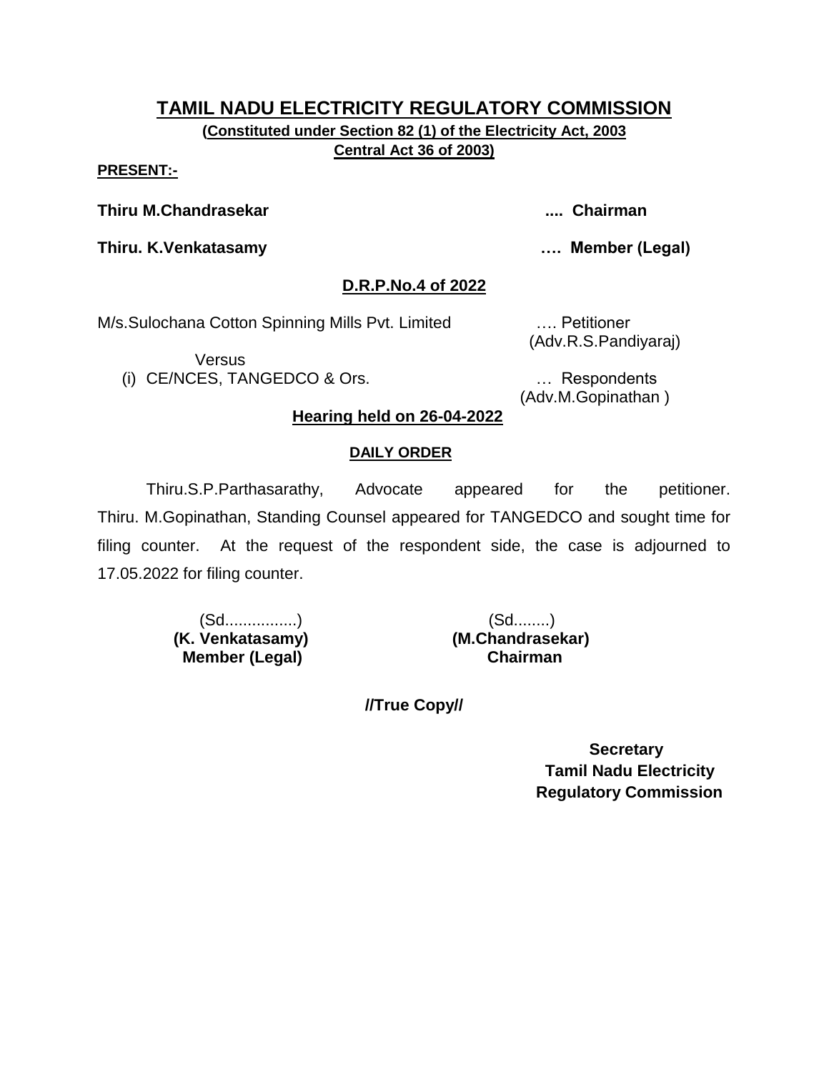# TAMIL NADU ELECTRICITY REGULATORY COMMISSION

**(Constituted under Section 82 (1) of the Electricity Act, 2003 Central Act 36 of 2003)**

**PRESENT:-**

**Thiru M.Chandrasekar** .... **Chairman**

**Thiru. K.Venkatasamy** …. **Member (Legal)**

**D.R.P.No.4 of 2022**

M/s.Sulochana Cotton Spinning Mills Pvt. Limited …. Petitioner
(Adv.R.S.Pandiyaraj)

Versus

(i) CE/NCES, TANGEDCO & Ors. … Respondents
(Adv.M.Gopinathan )

**Hearing held on 26-04-2022**

**DAILY ORDER**

Thiru.S.P.Parthasarathy, Advocate appeared for the petitioner. Thiru. M.Gopinathan, Standing Counsel appeared for TANGEDCO and sought time for filing counter. At the request of the respondent side, the case is adjourned to 17.05.2022 for filing counter.

(Sd................)
**(K. Venkatasamy)**
**Member (Legal)**

(Sd........)
**(M.Chandrasekar)**
**Chairman**

**//True Copy//**

**Secretary**
**Tamil Nadu Electricity Regulatory Commission**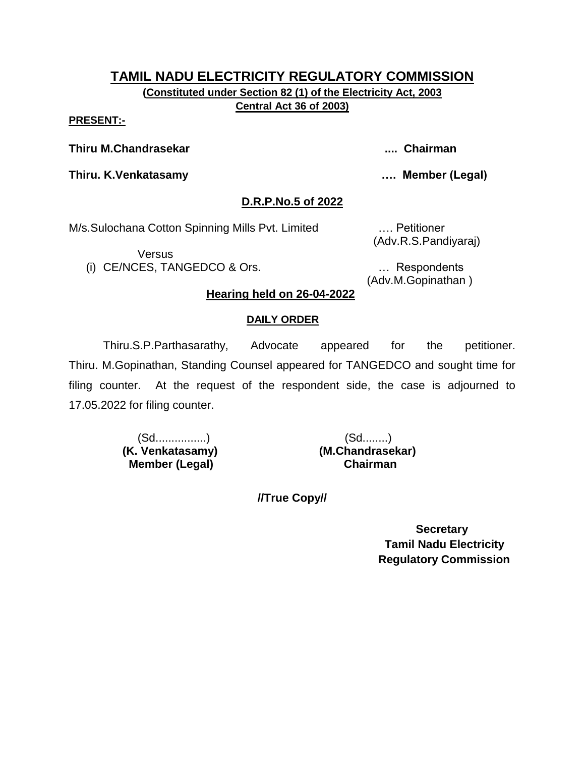# TAMIL NADU ELECTRICITY REGULATORY COMMISSION

**(Constituted under Section 82 (1) of the Electricity Act, 2003 Central Act 36 of 2003)**

**PRESENT:-**

**Thiru M.Chandrasekar** .... **Chairman**

**Thiru. K.Venkatasamy** …. **Member (Legal)**

**D.R.P.No.5 of 2022**

M/s.Sulochana Cotton Spinning Mills Pvt. Limited …. Petitioner
(Adv.R.S.Pandiyaraj)

Versus

(i) CE/NCES, TANGEDCO & Ors. … Respondents
(Adv.M.Gopinathan )

**Hearing held on 26-04-2022**

**DAILY ORDER**

Thiru.S.P.Parthasarathy, Advocate appeared for the petitioner. Thiru. M.Gopinathan, Standing Counsel appeared for TANGEDCO and sought time for filing counter. At the request of the respondent side, the case is adjourned to 17.05.2022 for filing counter.

(Sd................)
**(K. Venkatasamy)**
**Member (Legal)**

(Sd........)
**(M.Chandrasekar)**
**Chairman**

**//True Copy//**

**Secretary**
**Tamil Nadu Electricity**
**Regulatory Commission**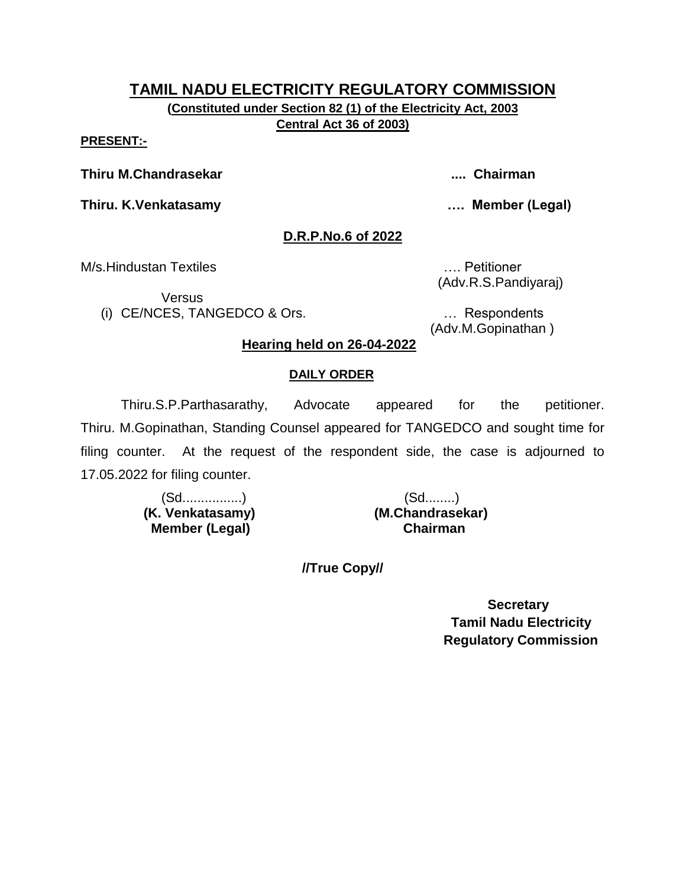# TAMIL NADU ELECTRICITY REGULATORY COMMISSION

**(Constituted under Section 82 (1) of the Electricity Act, 2003**
**Central Act 36 of 2003)**

**PRESENT:-**

**Thiru M.Chandrasekar** .... **Chairman**

**Thiru. K.Venkatasamy** …. **Member (Legal)**

## D.R.P.No.6 of 2022

M/s.Hindustan Textiles …. Petitioner
(Adv.R.S.Pandiyaraj)

Versus

(i) CE/NCES, TANGEDCO & Ors. … Respondents
(Adv.M.Gopinathan )

**Hearing held on 26-04-2022**

**DAILY ORDER**

Thiru.S.P.Parthasarathy, Advocate appeared for the petitioner. Thiru. M.Gopinathan, Standing Counsel appeared for TANGEDCO and sought time for filing counter. At the request of the respondent side, the case is adjourned to 17.05.2022 for filing counter.

(Sd................)
**(K. Venkatasamy)**
**Member (Legal)**

(Sd........)
**(M.Chandrasekar)**
**Chairman**

**//True Copy//**

**Secretary**
**Tamil Nadu Electricity**
**Regulatory Commission**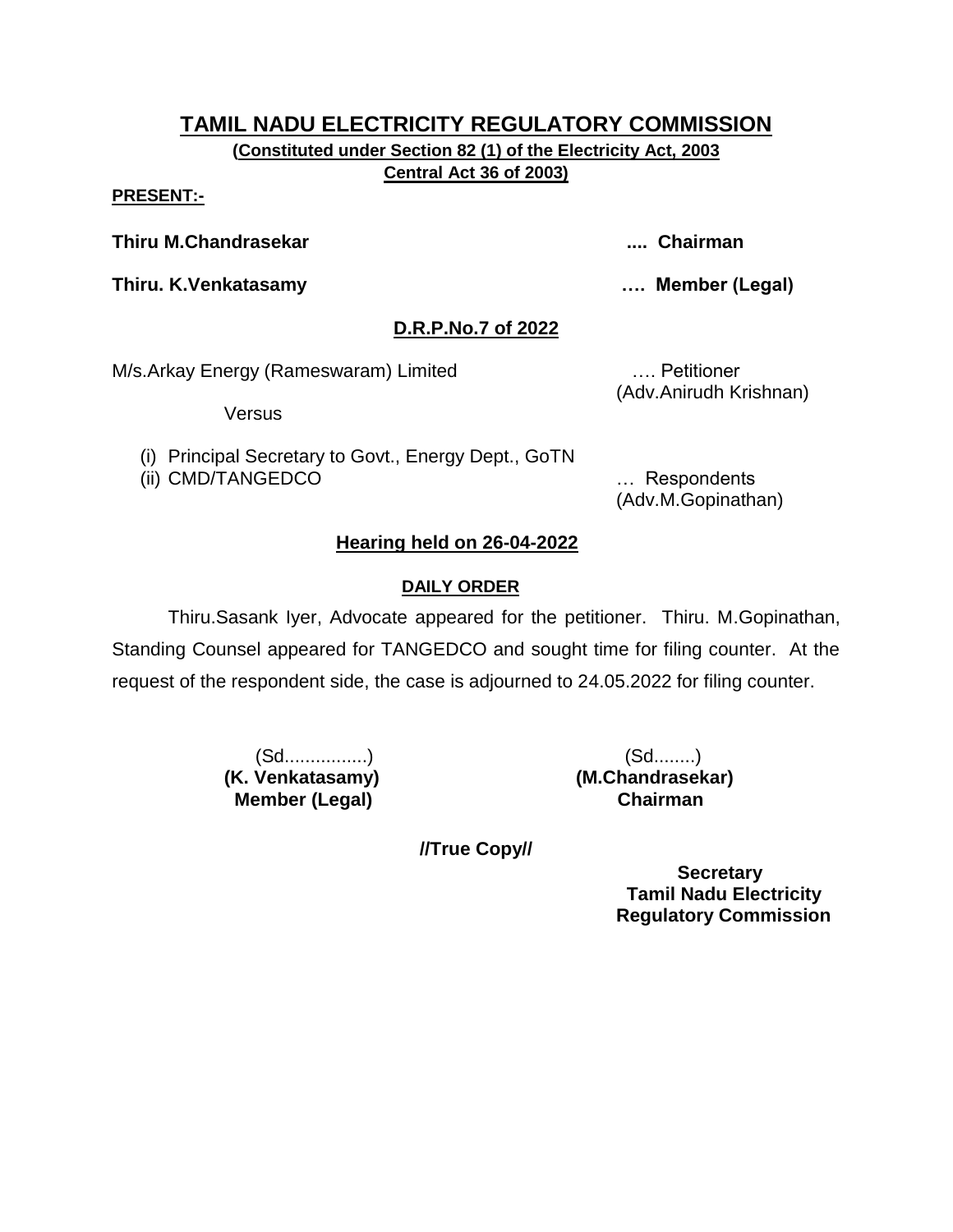# TAMIL NADU ELECTRICITY REGULATORY COMMISSION

**(Constituted under Section 82 (1) of the Electricity Act, 2003 Central Act 36 of 2003)**

**PRESENT:-**

**Thiru M.Chandrasekar** .... **Chairman**

**Thiru. K.Venkatasamy** …. **Member (Legal)**

## D.R.P.No.7 of 2022

M/s.Arkay Energy (Rameswaram) Limited …. Petitioner
(Adv.Anirudh Krishnan)

Versus

(i) Principal Secretary to Govt., Energy Dept., GoTN
(ii) CMD/TANGEDCO … Respondents
(Adv.M.Gopinathan)

### Hearing held on 26-04-2022

**DAILY ORDER**

Thiru.Sasank Iyer, Advocate appeared for the petitioner. Thiru. M.Gopinathan, Standing Counsel appeared for TANGEDCO and sought time for filing counter. At the request of the respondent side, the case is adjourned to 24.05.2022 for filing counter.

(Sd................)
**(K. Venkatasamy)**
**Member (Legal)**

(Sd........)
**(M.Chandrasekar)**
**Chairman**

**//True Copy//**

**Secretary**
**Tamil Nadu Electricity Regulatory Commission**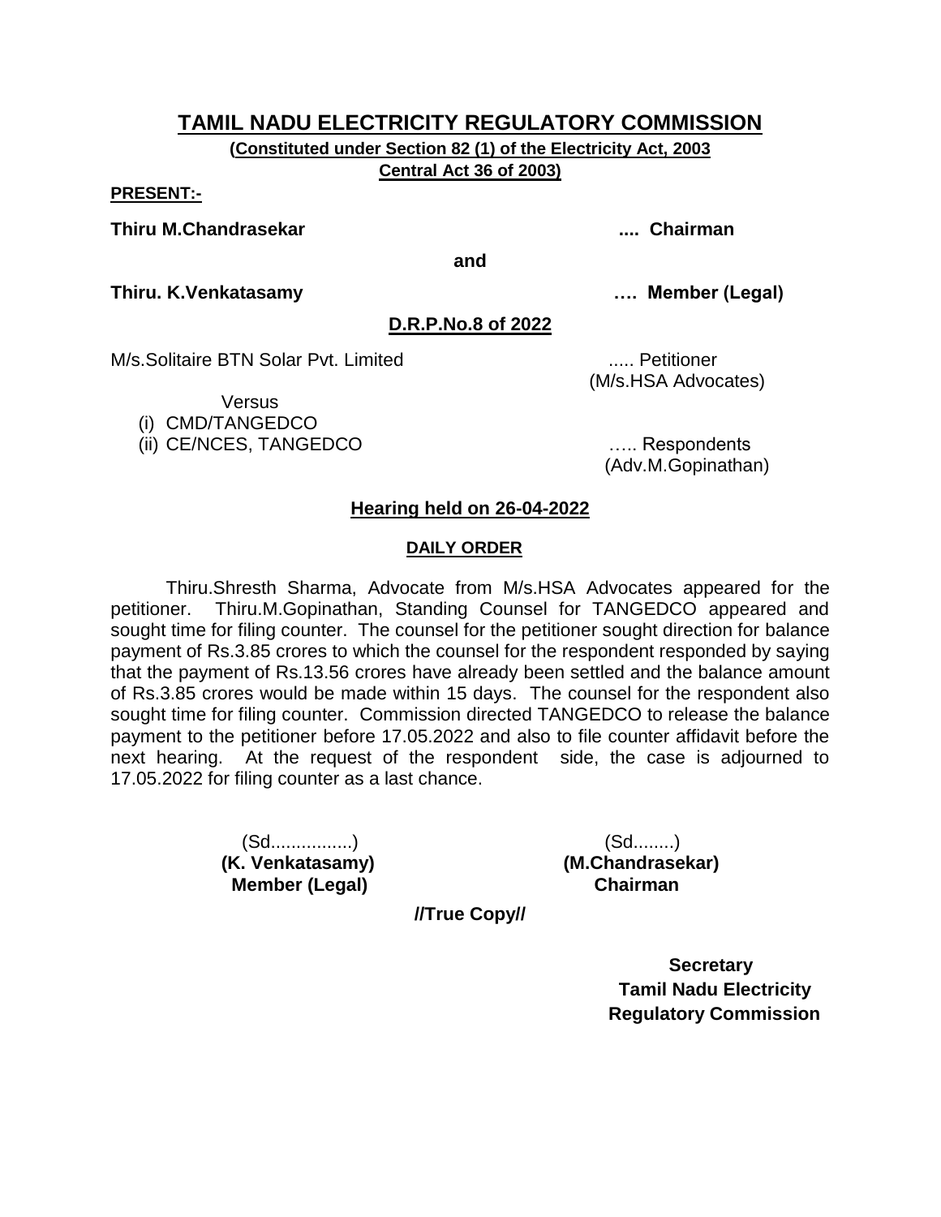# TAMIL NADU ELECTRICITY REGULATORY COMMISSION

**(Constituted under Section 82 (1) of the Electricity Act, 2003 Central Act 36 of 2003)**

**PRESENT:-**

**Thiru M.Chandrasekar .... Chairman**

**and**

**Thiru. K.Venkatasamy …. Member (Legal)**

**D.R.P.No.8 of 2022**

M/s.Solitaire BTN Solar Pvt. Limited ..... Petitioner
(M/s.HSA Advocates)

Versus

(i) CMD/TANGEDCO
(ii) CE/NCES, TANGEDCO ….. Respondents
(Adv.M.Gopinathan)

**Hearing held on 26-04-2022**

**DAILY ORDER**

Thiru.Shresth Sharma, Advocate from M/s.HSA Advocates appeared for the petitioner. Thiru.M.Gopinathan, Standing Counsel for TANGEDCO appeared and sought time for filing counter. The counsel for the petitioner sought direction for balance payment of Rs.3.85 crores to which the counsel for the respondent responded by saying that the payment of Rs.13.56 crores have already been settled and the balance amount of Rs.3.85 crores would be made within 15 days. The counsel for the respondent also sought time for filing counter. Commission directed TANGEDCO to release the balance payment to the petitioner before 17.05.2022 and also to file counter affidavit before the next hearing. At the request of the respondent side, the case is adjourned to 17.05.2022 for filing counter as a last chance.

(Sd................)
**(K. Venkatasamy)**
**Member (Legal)**

(Sd........)
**(M.Chandrasekar)**
**Chairman**

**//True Copy//**

**Secretary**
**Tamil Nadu Electricity**
**Regulatory Commission**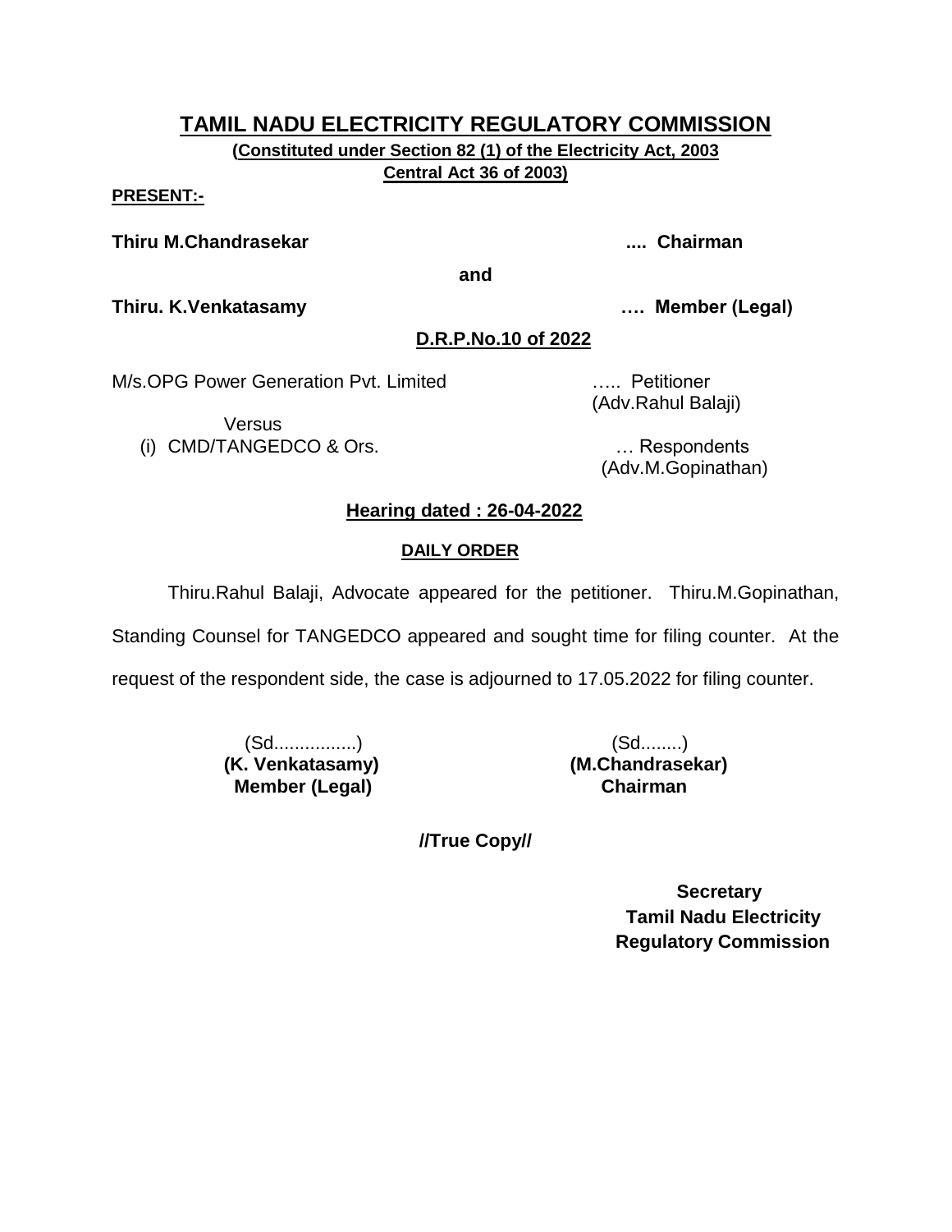# TAMIL NADU ELECTRICITY REGULATORY COMMISSION

**(Constituted under Section 82 (1) of the Electricity Act, 2003 Central Act 36 of 2003)**

**PRESENT:-**

**Thiru M.Chandrasekar .... Chairman**

**and**

**Thiru. K.Venkatasamy …. Member (Legal)**

## D.R.P.No.10 of 2022

M/s.OPG Power Generation Pvt. Limited ….. Petitioner
(Adv.Rahul Balaji)

Versus

(i) CMD/TANGEDCO & Ors. … Respondents
(Adv.M.Gopinathan)

**Hearing dated : 26-04-2022**

**DAILY ORDER**

Thiru.Rahul Balaji, Advocate appeared for the petitioner. Thiru.M.Gopinathan, Standing Counsel for TANGEDCO appeared and sought time for filing counter. At the request of the respondent side, the case is adjourned to 17.05.2022 for filing counter.

(Sd................)
**(K. Venkatasamy)**
**Member (Legal)**

(Sd........)
**(M.Chandrasekar)**
**Chairman**

**//True Copy//**

**Secretary**
**Tamil Nadu Electricity Regulatory Commission**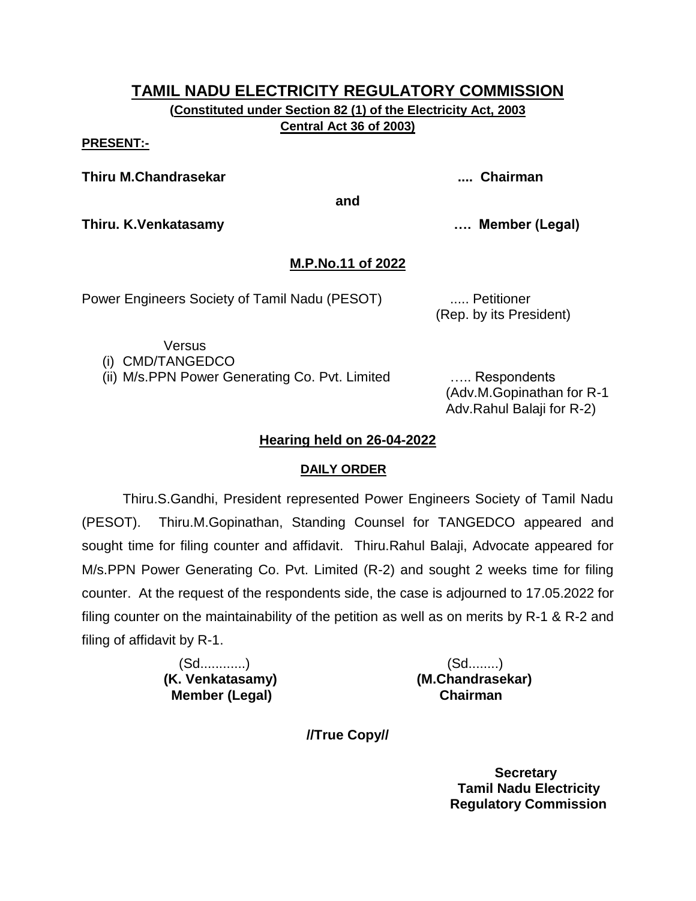# TAMIL NADU ELECTRICITY REGULATORY COMMISSION

**(Constituted under Section 82 (1) of the Electricity Act, 2003 Central Act 36 of 2003)**

**PRESENT:-**

**Thiru M.Chandrasekar .... Chairman**

**and**

**Thiru. K.Venkatasamy …. Member (Legal)**

## M.P.No.11 of 2022

Power Engineers Society of Tamil Nadu (PESOT) ..... Petitioner
(Rep. by its President)

Versus

(i) CMD/TANGEDCO
(ii) M/s.PPN Power Generating Co. Pvt. Limited ….. Respondents
(Adv.M.Gopinathan for R-1
Adv.Rahul Balaji for R-2)

## Hearing held on 26-04-2022

### DAILY ORDER

Thiru.S.Gandhi, President represented Power Engineers Society of Tamil Nadu (PESOT). Thiru.M.Gopinathan, Standing Counsel for TANGEDCO appeared and sought time for filing counter and affidavit. Thiru.Rahul Balaji, Advocate appeared for M/s.PPN Power Generating Co. Pvt. Limited (R-2) and sought 2 weeks time for filing counter. At the request of the respondents side, the case is adjourned to 17.05.2022 for filing counter on the maintainability of the petition as well as on merits by R-1 & R-2 and filing of affidavit by R-1.

(Sd...........)
**(K. Venkatasamy)**
**Member (Legal)**

(Sd........)
**(M.Chandrasekar)**
**Chairman**

**//True Copy//**

**Secretary**
**Tamil Nadu Electricity Regulatory Commission**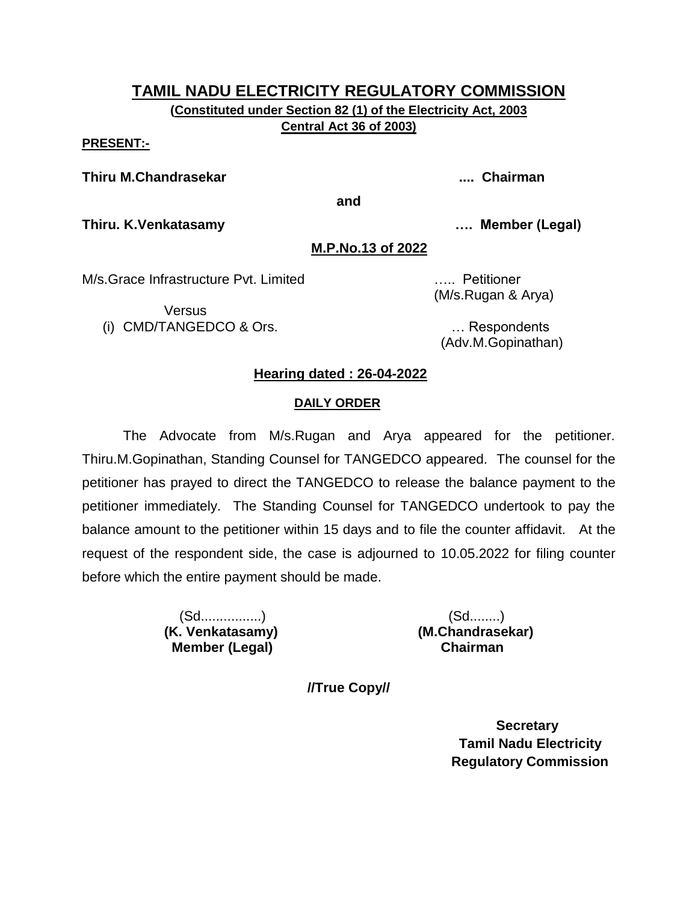# TAMIL NADU ELECTRICITY REGULATORY COMMISSION

**(Constituted under Section 82 (1) of the Electricity Act, 2003 Central Act 36 of 2003)**

**PRESENT:-**

**Thiru M.Chandrasekar .... Chairman**

**and**

**Thiru. K.Venkatasamy …. Member (Legal)**

**M.P.No.13 of 2022**

M/s.Grace Infrastructure Pvt. Limited ….. Petitioner
(M/s.Rugan & Arya)

Versus

(i) CMD/TANGEDCO & Ors. … Respondents
(Adv.M.Gopinathan)

**Hearing dated : 26-04-2022**

**DAILY ORDER**

The Advocate from M/s.Rugan and Arya appeared for the petitioner. Thiru.M.Gopinathan, Standing Counsel for TANGEDCO appeared. The counsel for the petitioner has prayed to direct the TANGEDCO to release the balance payment to the petitioner immediately. The Standing Counsel for TANGEDCO undertook to pay the balance amount to the petitioner within 15 days and to file the counter affidavit. At the request of the respondent side, the case is adjourned to 10.05.2022 for filing counter before which the entire payment should be made.

(Sd................)
**(K. Venkatasamy)**
**Member (Legal)**

(Sd........)
**(M.Chandrasekar)**
**Chairman**

**//True Copy//**

**Secretary**
**Tamil Nadu Electricity Regulatory Commission**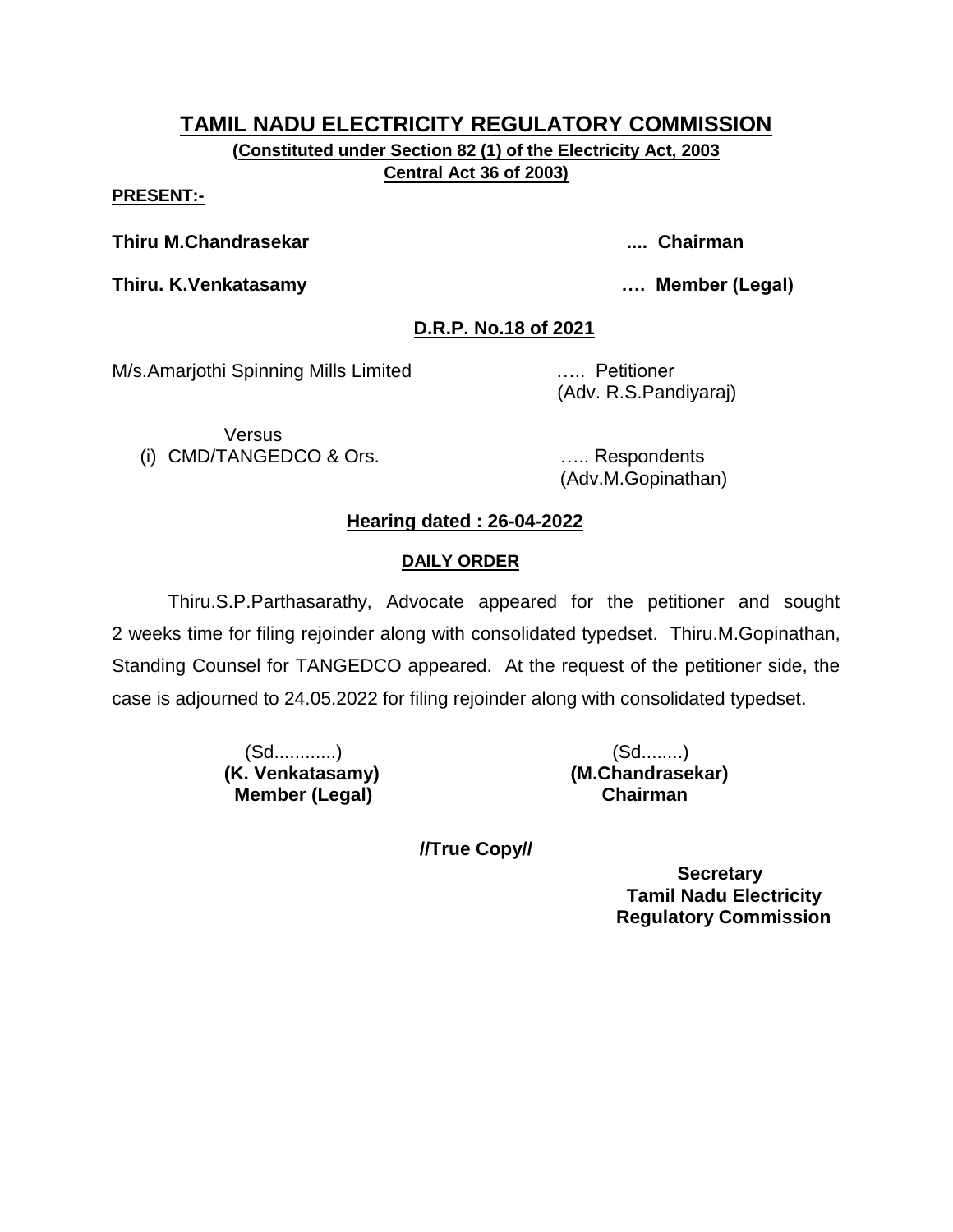# TAMIL NADU ELECTRICITY REGULATORY COMMISSION

**(Constituted under Section 82 (1) of the Electricity Act, 2003 Central Act 36 of 2003)**

**PRESENT:-**

**Thiru M.Chandrasekar .... Chairman**

**Thiru. K.Venkatasamy …. Member (Legal)**

**D.R.P. No.18 of 2021**

M/s.Amarjothi Spinning Mills Limited ….. Petitioner
(Adv. R.S.Pandiyaraj)

Versus

(i) CMD/TANGEDCO & Ors. ….. Respondents
(Adv.M.Gopinathan)

**Hearing dated : 26-04-2022**

**DAILY ORDER**

Thiru.S.P.Parthasarathy, Advocate appeared for the petitioner and sought 2 weeks time for filing rejoinder along with consolidated typedset. Thiru.M.Gopinathan, Standing Counsel for TANGEDCO appeared. At the request of the petitioner side, the case is adjourned to 24.05.2022 for filing rejoinder along with consolidated typedset.

(Sd............)
**(K. Venkatasamy)**
**Member (Legal)**

(Sd........)
**(M.Chandrasekar)**
**Chairman**

**//True Copy//**

**Secretary**
**Tamil Nadu Electricity Regulatory Commission**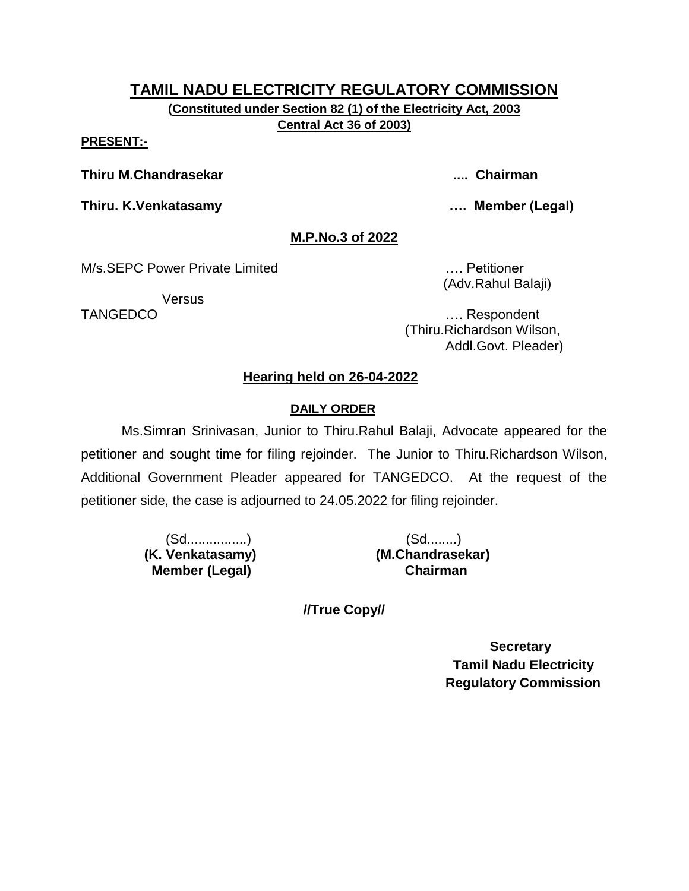# TAMIL NADU ELECTRICITY REGULATORY COMMISSION

**(Constituted under Section 82 (1) of the Electricity Act, 2003 Central Act 36 of 2003)**

**PRESENT:-**

**Thiru M.Chandrasekar .... Chairman**

**Thiru. K.Venkatasamy …. Member (Legal)**

**M.P.No.3 of 2022**

M/s.SEPC Power Private Limited …. Petitioner
(Adv.Rahul Balaji)

Versus

TANGEDCO …. Respondent
(Thiru.Richardson Wilson, Addl.Govt. Pleader)

**Hearing held on 26-04-2022**

**DAILY ORDER**

Ms.Simran Srinivasan, Junior to Thiru.Rahul Balaji, Advocate appeared for the petitioner and sought time for filing rejoinder. The Junior to Thiru.Richardson Wilson, Additional Government Pleader appeared for TANGEDCO. At the request of the petitioner side, the case is adjourned to 24.05.2022 for filing rejoinder.

(Sd................)
**(K. Venkatasamy)**
**Member (Legal)**

(Sd........)
**(M.Chandrasekar)**
**Chairman**

**//True Copy//**

**Secretary**
**Tamil Nadu Electricity Regulatory Commission**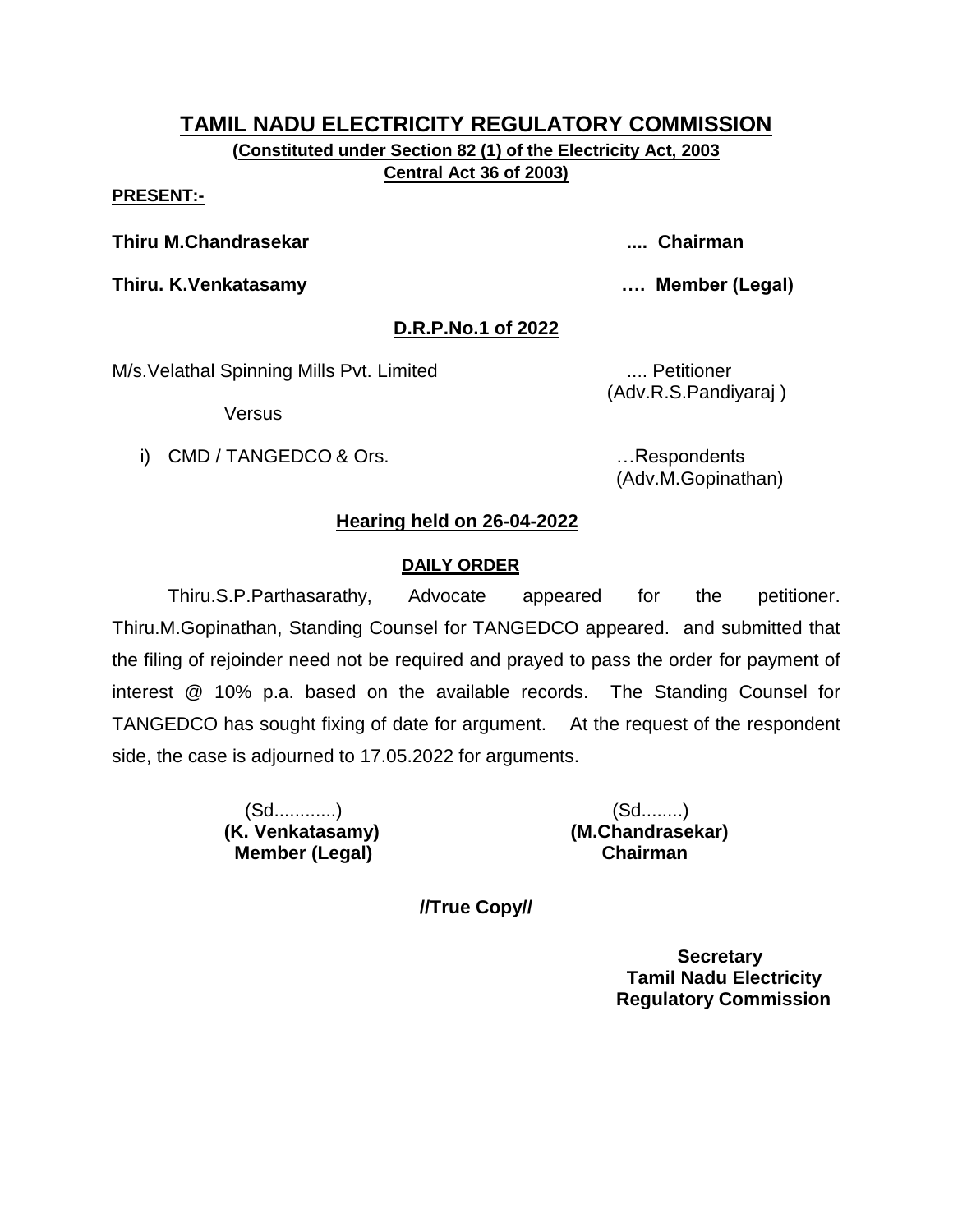# TAMIL NADU ELECTRICITY REGULATORY COMMISSION

**(Constituted under Section 82 (1) of the Electricity Act, 2003 Central Act 36 of 2003)**

**PRESENT:-**

**Thiru M.Chandrasekar .... Chairman**

**Thiru. K.Venkatasamy …. Member (Legal)**

**D.R.P.No.1 of 2022**

M/s.Velathal Spinning Mills Pvt. Limited .... Petitioner
(Adv.R.S.Pandiyaraj )

Versus

i) CMD / TANGEDCO & Ors. …Respondents
(Adv.M.Gopinathan)

**Hearing held on 26-04-2022**

**DAILY ORDER**

Thiru.S.P.Parthasarathy, Advocate appeared for the petitioner. Thiru.M.Gopinathan, Standing Counsel for TANGEDCO appeared. and submitted that the filing of rejoinder need not be required and prayed to pass the order for payment of interest @ 10% p.a. based on the available records. The Standing Counsel for TANGEDCO has sought fixing of date for argument. At the request of the respondent side, the case is adjourned to 17.05.2022 for arguments.

(Sd............)
**(K. Venkatasamy)**
**Member (Legal)**

(Sd........)
**(M.Chandrasekar)**
**Chairman**

**//True Copy//**

**Secretary**
**Tamil Nadu Electricity Regulatory Commission**